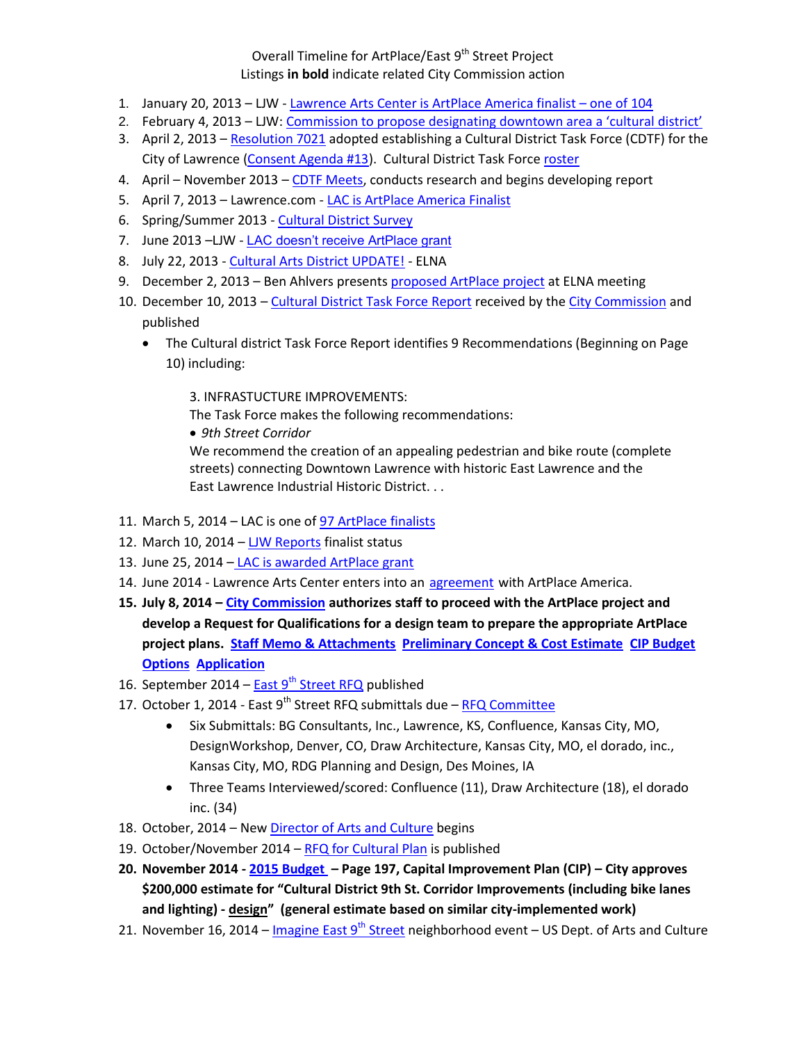Overall Timeline for ArtPlace/East 9th Street Project
Listings **in bold** indicate related City Commission action

1. January 20, 2013 – LJW - Lawrence Arts Center is ArtPlace America finalist – one of 104
2. February 4, 2013 – LJW: Commission to propose designating downtown area a 'cultural district'
3. April 2, 2013 – Resolution 7021 adopted establishing a Cultural District Task Force (CDTF) for the City of Lawrence (Consent Agenda #13). Cultural District Task Force roster
4. April – November 2013 – CDTF Meets, conducts research and begins developing report
5. April 7, 2013 – Lawrence.com - LAC is ArtPlace America Finalist
6. Spring/Summer 2013 - Cultural District Survey
7. June 2013 –LJW - LAC doesn't receive ArtPlace grant
8. July 22, 2013 - Cultural Arts District UPDATE! - ELNA
9. December 2, 2013 – Ben Ahlvers presents proposed ArtPlace project at ELNA meeting
10. December 10, 2013 – Cultural District Task Force Report received by the City Commission and published
    - The Cultural district Task Force Report identifies 9 Recommendations (Beginning on Page 10) including:

      3. INFRASTUCTURE IMPROVEMENTS:
      The Task Force makes the following recommendations:
      • *9th Street Corridor*
      We recommend the creation of an appealing pedestrian and bike route (complete streets) connecting Downtown Lawrence with historic East Lawrence and the East Lawrence Industrial Historic District. . .

11. March 5, 2014 – LAC is one of 97 ArtPlace finalists
12. March 10, 2014 – LJW Reports finalist status
13. June 25, 2014 – LAC is awarded ArtPlace grant
14. June 2014 - Lawrence Arts Center enters into an agreement with ArtPlace America.
15. **July 8, 2014 – City Commission authorizes staff to proceed with the ArtPlace project and develop a Request for Qualifications for a design team to prepare the appropriate ArtPlace project plans. Staff Memo & Attachments Preliminary Concept & Cost Estimate CIP Budget Options Application**
16. September 2014 – East 9th Street RFQ published
17. October 1, 2014 - East 9th Street RFQ submittals due – RFQ Committee
    - Six Submittals: BG Consultants, Inc., Lawrence, KS, Confluence, Kansas City, MO, DesignWorkshop, Denver, CO, Draw Architecture, Kansas City, MO, el dorado, inc., Kansas City, MO, RDG Planning and Design, Des Moines, IA
    - Three Teams Interviewed/scored: Confluence (11), Draw Architecture (18), el dorado inc. (34)
18. October, 2014 – New Director of Arts and Culture begins
19. October/November 2014 – RFQ for Cultural Plan is published
20. **November 2014 - 2015 Budget – Page 197, Capital Improvement Plan (CIP) – City approves $200,000 estimate for "Cultural District 9th St. Corridor Improvements (including bike lanes and lighting) - design" (general estimate based on similar city-implemented work)**
21. November 16, 2014 – Imagine East 9th Street neighborhood event – US Dept. of Arts and Culture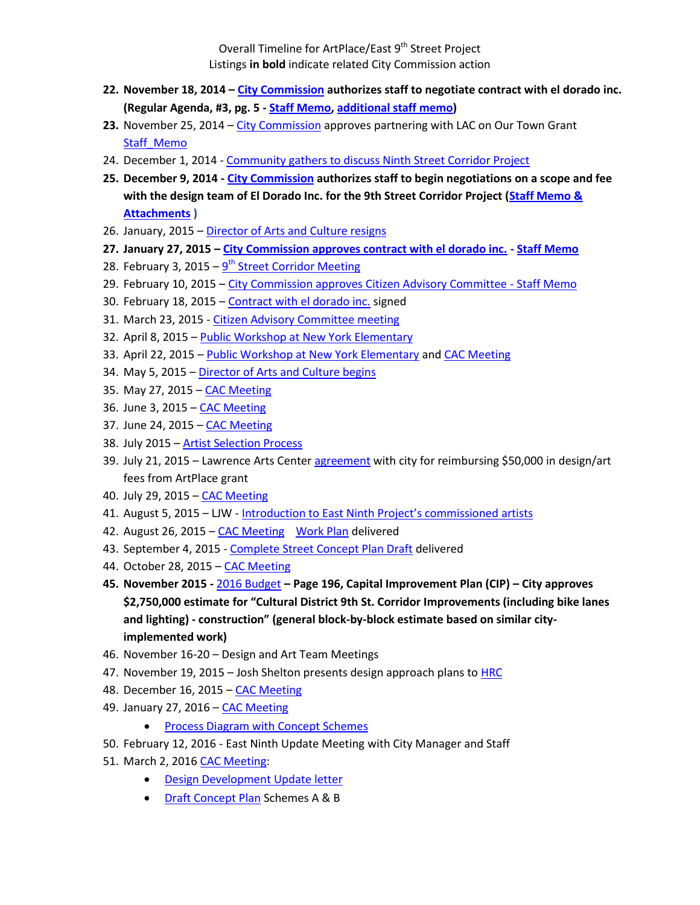Overall Timeline for ArtPlace/East 9th Street Project

Listings **in bold** indicate related City Commission action

22. **November 18, 2014 – City Commission authorizes staff to negotiate contract with el dorado inc. (Regular Agenda, #3, pg. 5 - Staff Memo, additional staff memo)**
23. November 25, 2014 – City Commission approves partnering with LAC on Our Town Grant Staff_Memo
24. December 1, 2014 - Community gathers to discuss Ninth Street Corridor Project
25. **December 9, 2014 - City Commission authorizes staff to begin negotiations on a scope and fee with the design team of El Dorado Inc. for the 9th Street Corridor Project (Staff Memo & Attachments )**
26. January, 2015 – Director of Arts and Culture resigns
27. **January 27, 2015 – City Commission approves contract with el dorado inc. - Staff Memo**
28. February 3, 2015 – 9th Street Corridor Meeting
29. February 10, 2015 – City Commission approves Citizen Advisory Committee - Staff Memo
30. February 18, 2015 – Contract with el dorado inc. signed
31. March 23, 2015 - Citizen Advisory Committee meeting
32. April 8, 2015 – Public Workshop at New York Elementary
33. April 22, 2015 – Public Workshop at New York Elementary and CAC Meeting
34. May 5, 2015 – Director of Arts and Culture begins
35. May 27, 2015 – CAC Meeting
36. June 3, 2015 – CAC Meeting
37. June 24, 2015 – CAC Meeting
38. July 2015 – Artist Selection Process
39. July 21, 2015 – Lawrence Arts Center agreement with city for reimbursing $50,000 in design/art fees from ArtPlace grant
40. July 29, 2015 – CAC Meeting
41. August 5, 2015 – LJW - Introduction to East Ninth Project's commissioned artists
42. August 26, 2015 – CAC Meeting Work Plan delivered
43. September 4, 2015 - Complete Street Concept Plan Draft delivered
44. October 28, 2015 – CAC Meeting
45. **November 2015 - 2016 Budget – Page 196, Capital Improvement Plan (CIP) – City approves $2,750,000 estimate for "Cultural District 9th St. Corridor Improvements (including bike lanes and lighting) - construction" (general block-by-block estimate based on similar city-implemented work)**
46. November 16-20 – Design and Art Team Meetings
47. November 19, 2015 – Josh Shelton presents design approach plans to HRC
48. December 16, 2015 – CAC Meeting
49. January 27, 2016 – CAC Meeting
    - Process Diagram with Concept Schemes
50. February 12, 2016 - East Ninth Update Meeting with City Manager and Staff
51. March 2, 2016 CAC Meeting:
    - Design Development Update letter
    - Draft Concept Plan Schemes A & B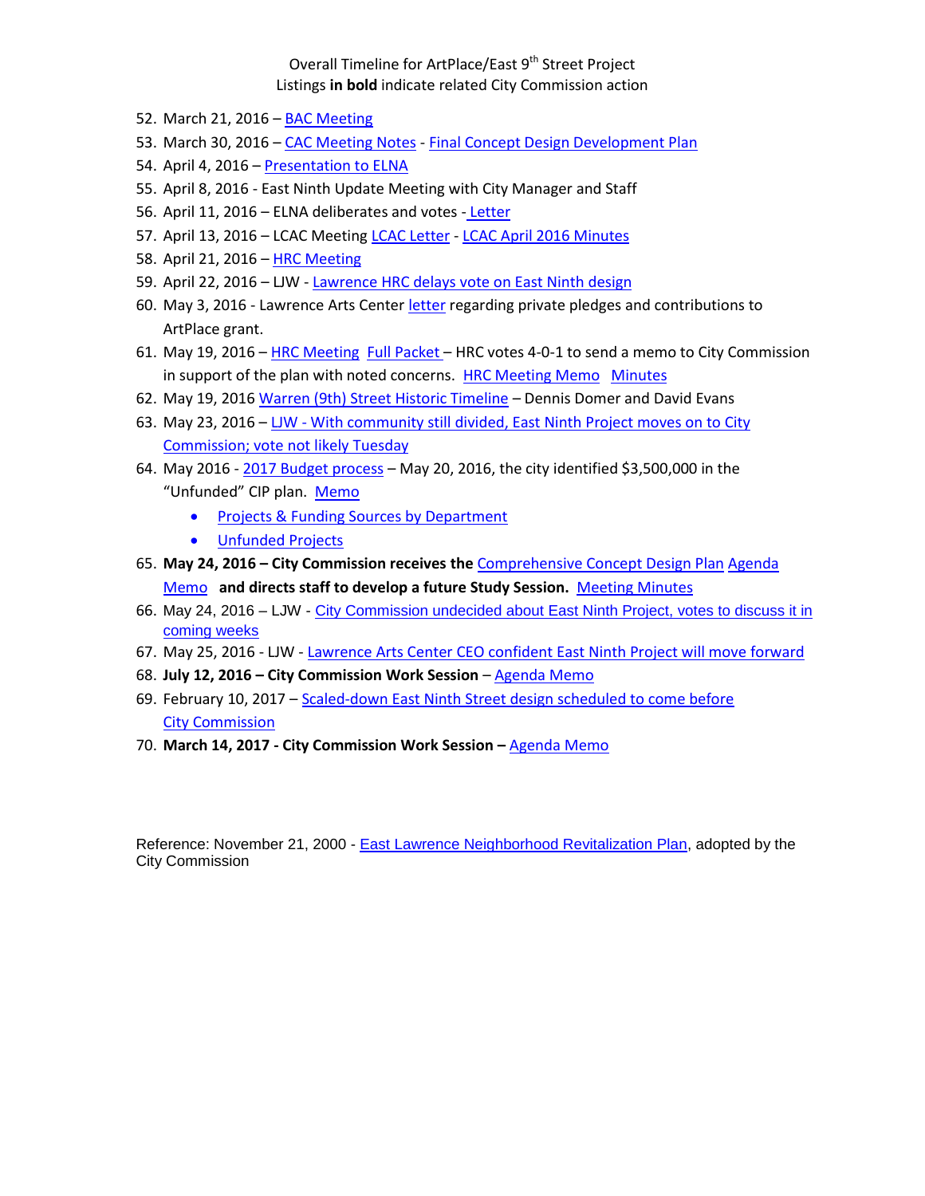Overall Timeline for ArtPlace/East 9th Street Project
Listings **in bold** indicate related City Commission action

52. March 21, 2016 – BAC Meeting
53. March 30, 2016 – CAC Meeting Notes - Final Concept Design Development Plan
54. April 4, 2016 – Presentation to ELNA
55. April 8, 2016 - East Ninth Update Meeting with City Manager and Staff
56. April 11, 2016 – ELNA deliberates and votes - Letter
57. April 13, 2016 – LCAC Meeting LCAC Letter - LCAC April 2016 Minutes
58. April 21, 2016 – HRC Meeting
59. April 22, 2016 – LJW - Lawrence HRC delays vote on East Ninth design
60. May 3, 2016 - Lawrence Arts Center letter regarding private pledges and contributions to ArtPlace grant.
61. May 19, 2016 – HRC Meeting Full Packet – HRC votes 4-0-1 to send a memo to City Commission in support of the plan with noted concerns. HRC Meeting Memo Minutes
62. May 19, 2016 Warren (9th) Street Historic Timeline – Dennis Domer and David Evans
63. May 23, 2016 – LJW - With community still divided, East Ninth Project moves on to City Commission; vote not likely Tuesday
64. May 2016 - 2017 Budget process – May 20, 2016, the city identified $3,500,000 in the "Unfunded" CIP plan. Memo
    - Projects & Funding Sources by Department
    - Unfunded Projects
65. **May 24, 2016 – City Commission receives the** Comprehensive Concept Design Plan Agenda Memo **and directs staff to develop a future Study Session.** Meeting Minutes
66. May 24, 2016 – LJW - City Commission undecided about East Ninth Project, votes to discuss it in coming weeks
67. May 25, 2016 - LJW - Lawrence Arts Center CEO confident East Ninth Project will move forward
68. **July 12, 2016 – City Commission Work Session** – Agenda Memo
69. February 10, 2017 – Scaled-down East Ninth Street design scheduled to come before City Commission
70. **March 14, 2017 - City Commission Work Session –** Agenda Memo

Reference: November 21, 2000 - East Lawrence Neighborhood Revitalization Plan, adopted by the City Commission